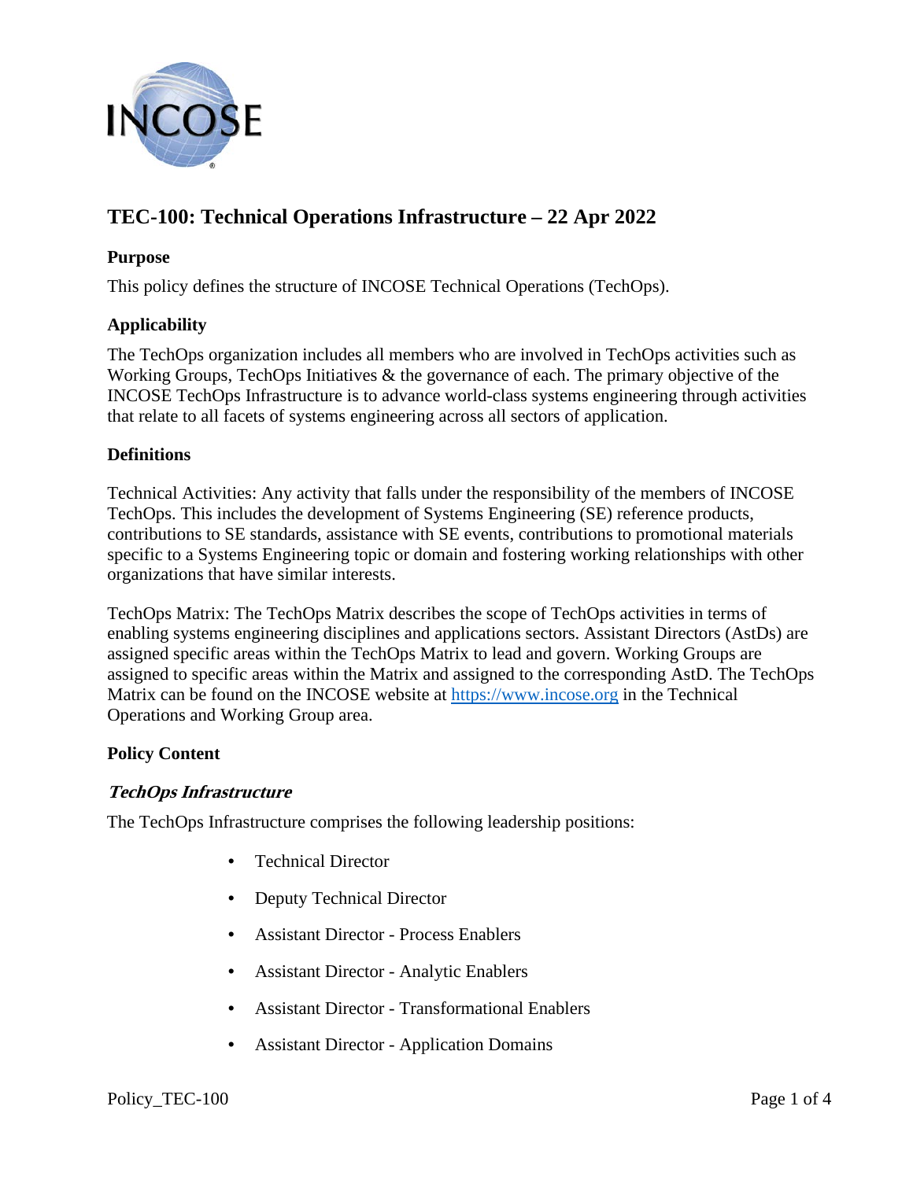# TEC-100: Technical Operations Infrastructure – 22 Apr 2022

## Purpose

This policy defines the structure of INCOSE Technical Operations (TechOps).

## Applicability

The TechOps organization includes all members who are involved in TechOps activities such as Working Groups, TechOps Initiatives & the governance of each. The primary objective of the INCOSE TechOps Infrastructure is to advance world-class systems engineering through activities that relate to all facets of systems engineering across all sectors of application.

## Definitions

Technical Activities: Any activity that falls under the responsibility of the members of INCOSE TechOps. This includes the development of Systems Engineering (SE) reference products, contributions to SE standards, assistance with SE events, contributions to promotional materials specific to a Systems Engineering topic or domain and fostering working relationships with other organizations that have similar interests.

TechOps Matrix: The TechOps Matrix describes the scope of TechOps activities in terms of enabling systems engineering disciplines and applications sectors. Assistant Directors (AstDs) are assigned specific areas within the TechOps Matrix to lead and govern. Working Groups are assigned to specific areas within the Matrix and assigned to the corresponding AstD. The TechOps Matrix can be found on the INCOSE website at [https://www.incose.org](https://www.incose.org) in the Technical Operations and Working Group area.

## Policy Content

### *TechOps Infrastructure*

The TechOps Infrastructure comprises the following leadership positions:

- Technical Director
- Deputy Technical Director
- Assistant Director - Process Enablers
- Assistant Director - Analytic Enablers
- Assistant Director - Transformational Enablers
- Assistant Director - Application Domains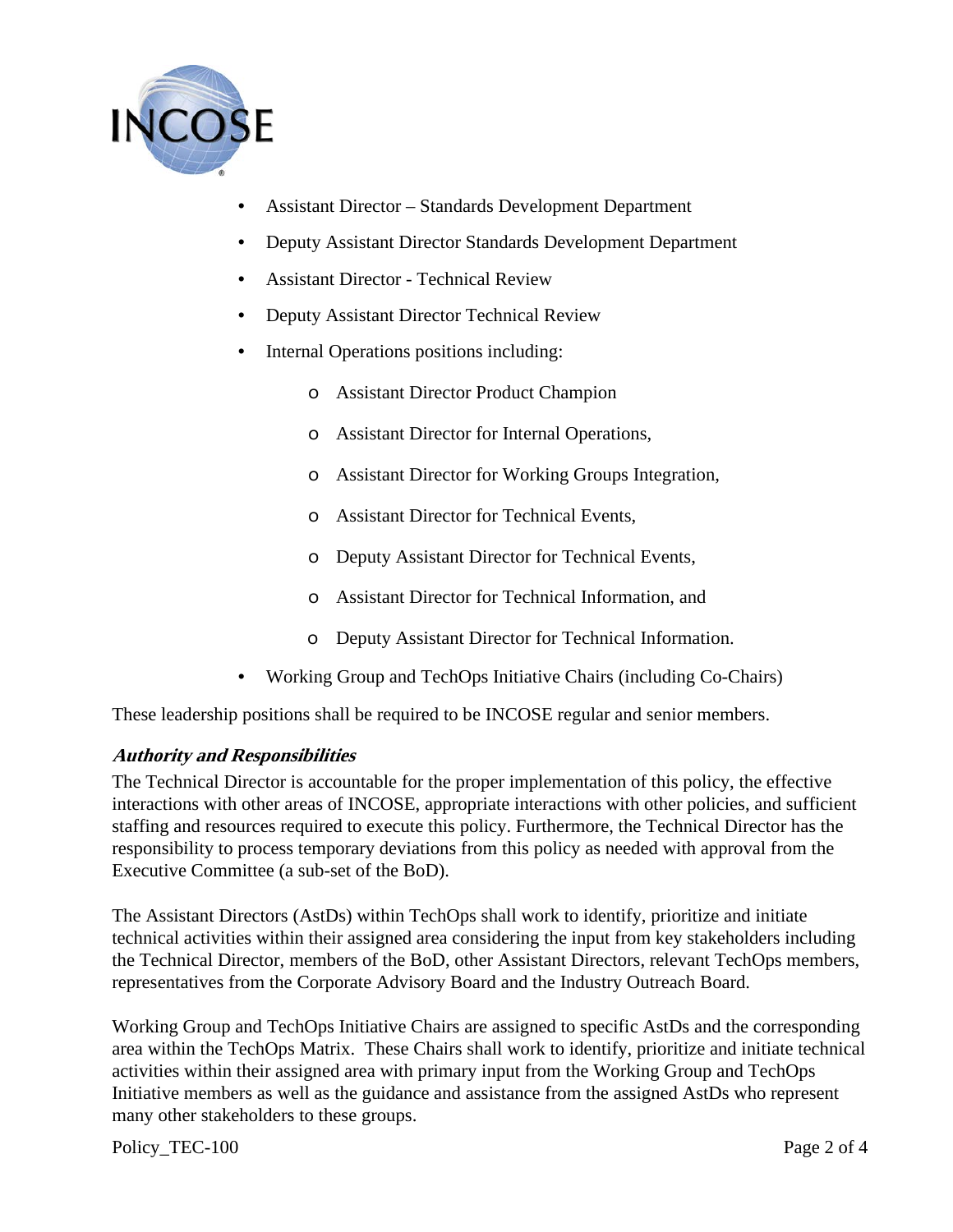- Assistant Director – Standards Development Department
- Deputy Assistant Director Standards Development Department
- Assistant Director - Technical Review
- Deputy Assistant Director Technical Review
- Internal Operations positions including:
    - Assistant Director Product Champion
    - Assistant Director for Internal Operations,
    - Assistant Director for Working Groups Integration,
    - Assistant Director for Technical Events,
    - Deputy Assistant Director for Technical Events,
    - Assistant Director for Technical Information, and
    - Deputy Assistant Director for Technical Information.
- Working Group and TechOps Initiative Chairs (including Co-Chairs)

These leadership positions shall be required to be INCOSE regular and senior members.

### ***Authority and Responsibilities***

The Technical Director is accountable for the proper implementation of this policy, the effective interactions with other areas of INCOSE, appropriate interactions with other policies, and sufficient staffing and resources required to execute this policy. Furthermore, the Technical Director has the responsibility to process temporary deviations from this policy as needed with approval from the Executive Committee (a sub-set of the BoD).

The Assistant Directors (AstDs) within TechOps shall work to identify, prioritize and initiate technical activities within their assigned area considering the input from key stakeholders including the Technical Director, members of the BoD, other Assistant Directors, relevant TechOps members, representatives from the Corporate Advisory Board and the Industry Outreach Board.

Working Group and TechOps Initiative Chairs are assigned to specific AstDs and the corresponding area within the TechOps Matrix. These Chairs shall work to identify, prioritize and initiate technical activities within their assigned area with primary input from the Working Group and TechOps Initiative members as well as the guidance and assistance from the assigned AstDs who represent many other stakeholders to these groups.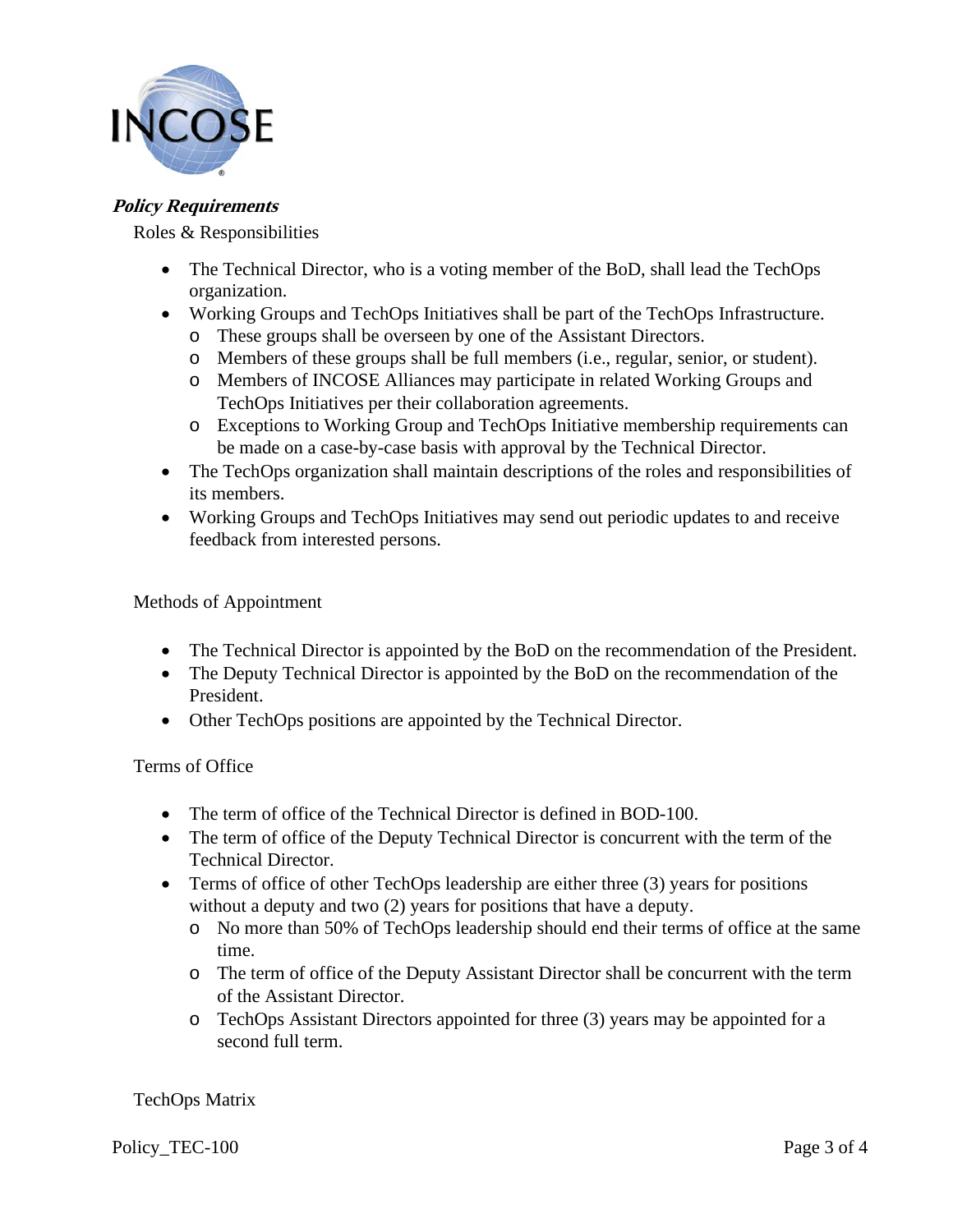***Policy Requirements***

Roles & Responsibilities

- The Technical Director, who is a voting member of the BoD, shall lead the TechOps organization.
- Working Groups and TechOps Initiatives shall be part of the TechOps Infrastructure.
  - These groups shall be overseen by one of the Assistant Directors.
  - Members of these groups shall be full members (i.e., regular, senior, or student).
  - Members of INCOSE Alliances may participate in related Working Groups and TechOps Initiatives per their collaboration agreements.
  - Exceptions to Working Group and TechOps Initiative membership requirements can be made on a case-by-case basis with approval by the Technical Director.
- The TechOps organization shall maintain descriptions of the roles and responsibilities of its members.
- Working Groups and TechOps Initiatives may send out periodic updates to and receive feedback from interested persons.

Methods of Appointment

- The Technical Director is appointed by the BoD on the recommendation of the President.
- The Deputy Technical Director is appointed by the BoD on the recommendation of the President.
- Other TechOps positions are appointed by the Technical Director.

Terms of Office

- The term of office of the Technical Director is defined in BOD-100.
- The term of office of the Deputy Technical Director is concurrent with the term of the Technical Director.
- Terms of office of other TechOps leadership are either three (3) years for positions without a deputy and two (2) years for positions that have a deputy.
  - No more than 50% of TechOps leadership should end their terms of office at the same time.
  - The term of office of the Deputy Assistant Director shall be concurrent with the term of the Assistant Director.
  - TechOps Assistant Directors appointed for three (3) years may be appointed for a second full term.

TechOps Matrix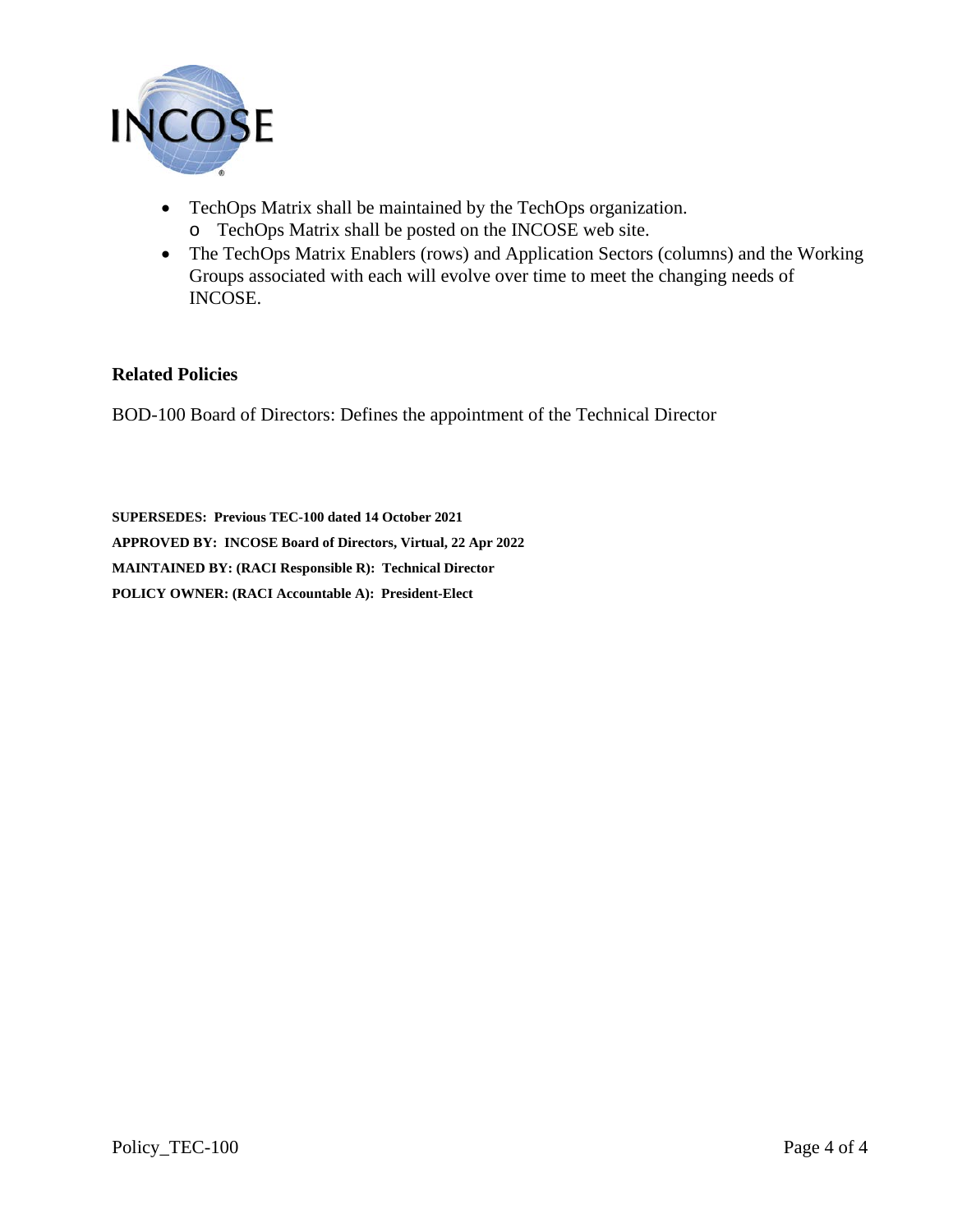- TechOps Matrix shall be maintained by the TechOps organization.
  - TechOps Matrix shall be posted on the INCOSE web site.
- The TechOps Matrix Enablers (rows) and Application Sectors (columns) and the Working Groups associated with each will evolve over time to meet the changing needs of INCOSE.

**Related Policies**

BOD-100 Board of Directors: Defines the appointment of the Technical Director

**SUPERSEDES: Previous TEC-100 dated 14 October 2021**

**APPROVED BY: INCOSE Board of Directors, Virtual, 22 Apr 2022**

**MAINTAINED BY: (RACI Responsible R): Technical Director**

**POLICY OWNER: (RACI Accountable A): President-Elect**